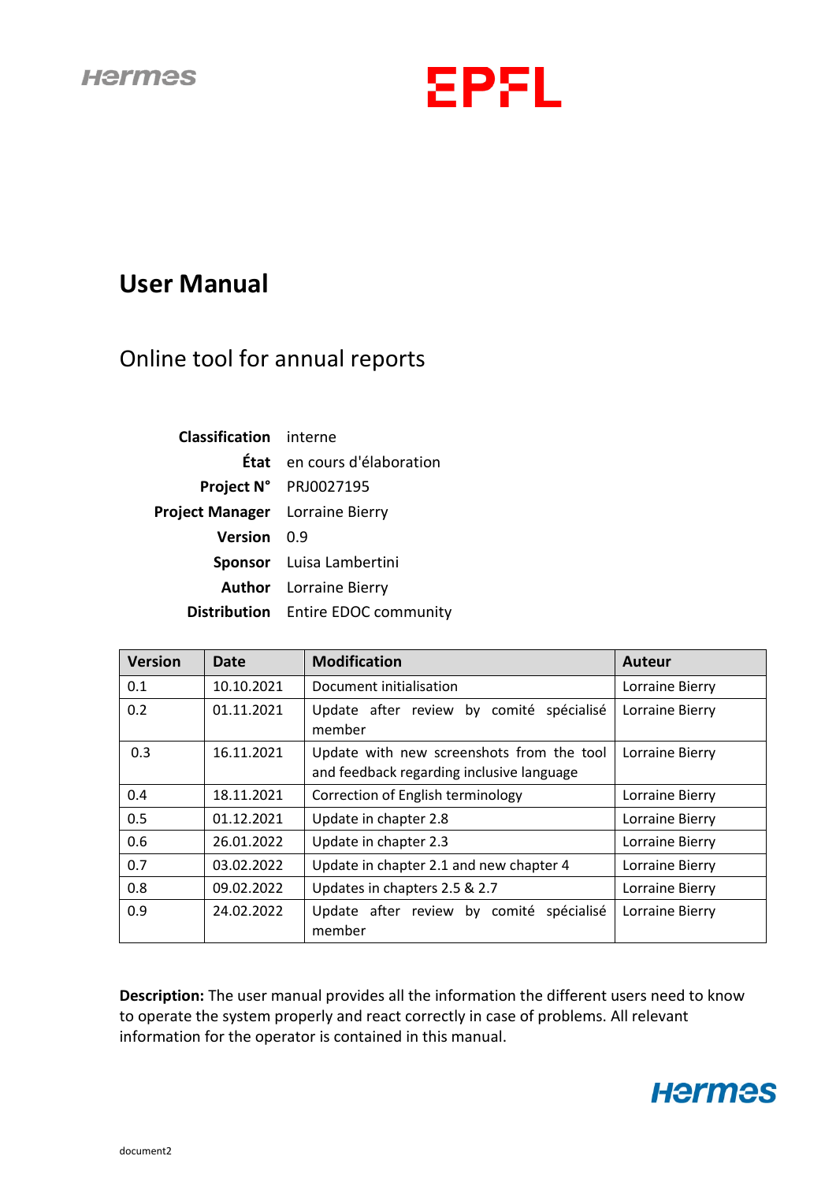# User Manual

## Online tool for annual reports

| | |
|---|---|
| **Classification** | interne |
| **État** | en cours d'élaboration |
| **Project N°** | PRJ0027195 |
| **Project Manager** | Lorraine Bierry |
| **Version** | 0.9 |
| **Sponsor** | Luisa Lambertini |
| **Author** | Lorraine Bierry |
| **Distribution** | Entire EDOC community |

| Version | Date | Modification | Auteur |
|---|---|---|---|
| 0.1 | 10.10.2021 | Document initialisation | Lorraine Bierry |
| 0.2 | 01.11.2021 | Update after review by comité spécialisé member | Lorraine Bierry |
| 0.3 | 16.11.2021 | Update with new screenshots from the tool and feedback regarding inclusive language | Lorraine Bierry |
| 0.4 | 18.11.2021 | Correction of English terminology | Lorraine Bierry |
| 0.5 | 01.12.2021 | Update in chapter 2.8 | Lorraine Bierry |
| 0.6 | 26.01.2022 | Update in chapter 2.3 | Lorraine Bierry |
| 0.7 | 03.02.2022 | Update in chapter 2.1 and new chapter 4 | Lorraine Bierry |
| 0.8 | 09.02.2022 | Updates in chapters 2.5 & 2.7 | Lorraine Bierry |
| 0.9 | 24.02.2022 | Update after review by comité spécialisé member | Lorraine Bierry |

**Description:** The user manual provides all the information the different users need to know to operate the system properly and react correctly in case of problems. All relevant information for the operator is contained in this manual.

document2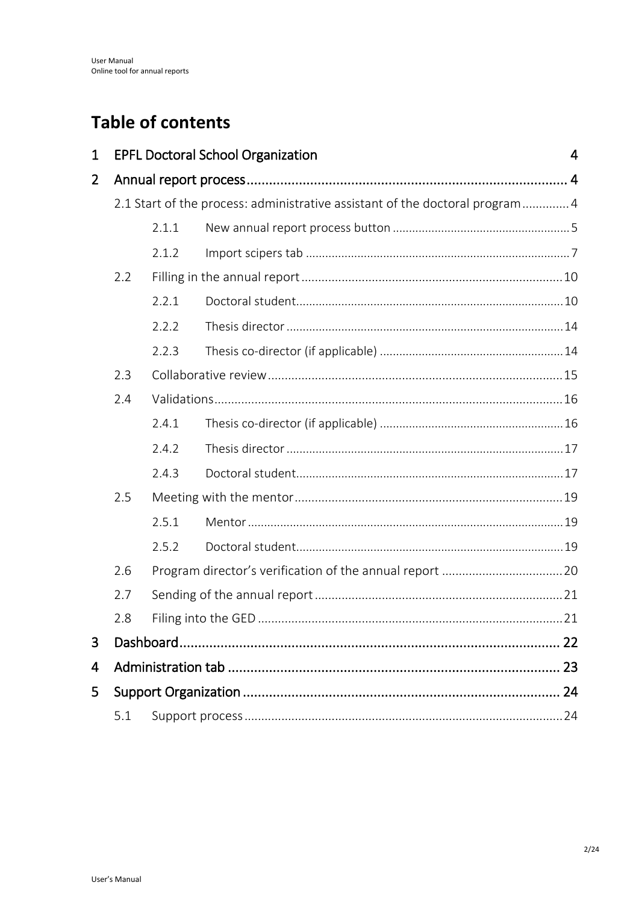# Table of contents

1 EPFL Doctoral School Organization 4

2 Annual report process 4

- 2.1 Start of the process: administrative assistant of the doctoral program 4
  - 2.1.1 New annual report process button 5
  - 2.1.2 Import scipers tab 7
- 2.2 Filling in the annual report 10
  - 2.2.1 Doctoral student 10
  - 2.2.2 Thesis director 14
  - 2.2.3 Thesis co-director (if applicable) 14
- 2.3 Collaborative review 15
- 2.4 Validations 16
  - 2.4.1 Thesis co-director (if applicable) 16
  - 2.4.2 Thesis director 17
  - 2.4.3 Doctoral student 17
- 2.5 Meeting with the mentor 19
  - 2.5.1 Mentor 19
  - 2.5.2 Doctoral student 19
- 2.6 Program director's verification of the annual report 20
- 2.7 Sending of the annual report 21
- 2.8 Filing into the GED 21

3 Dashboard 22

4 Administration tab 23

5 Support Organization 24

- 5.1 Support process 24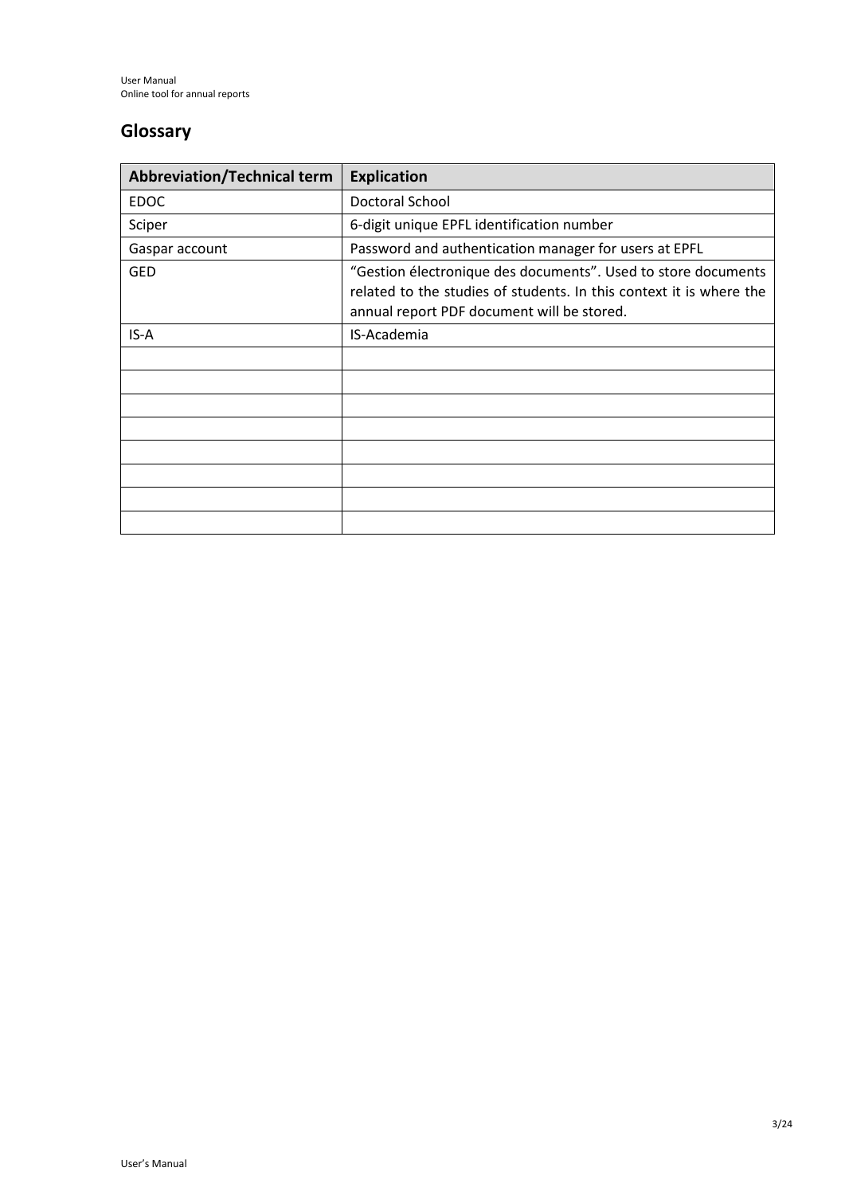## Glossary

| Abbreviation/Technical term | Explication |
|---|---|
| EDOC | Doctoral School |
| Sciper | 6-digit unique EPFL identification number |
| Gaspar account | Password and authentication manager for users at EPFL |
| GED | “Gestion électronique des documents”. Used to store documents related to the studies of students. In this context it is where the annual report PDF document will be stored. |
| IS-A | IS-Academia |
| | |
| | |
| | |
| | |
| | |
| | |
| | |
| | |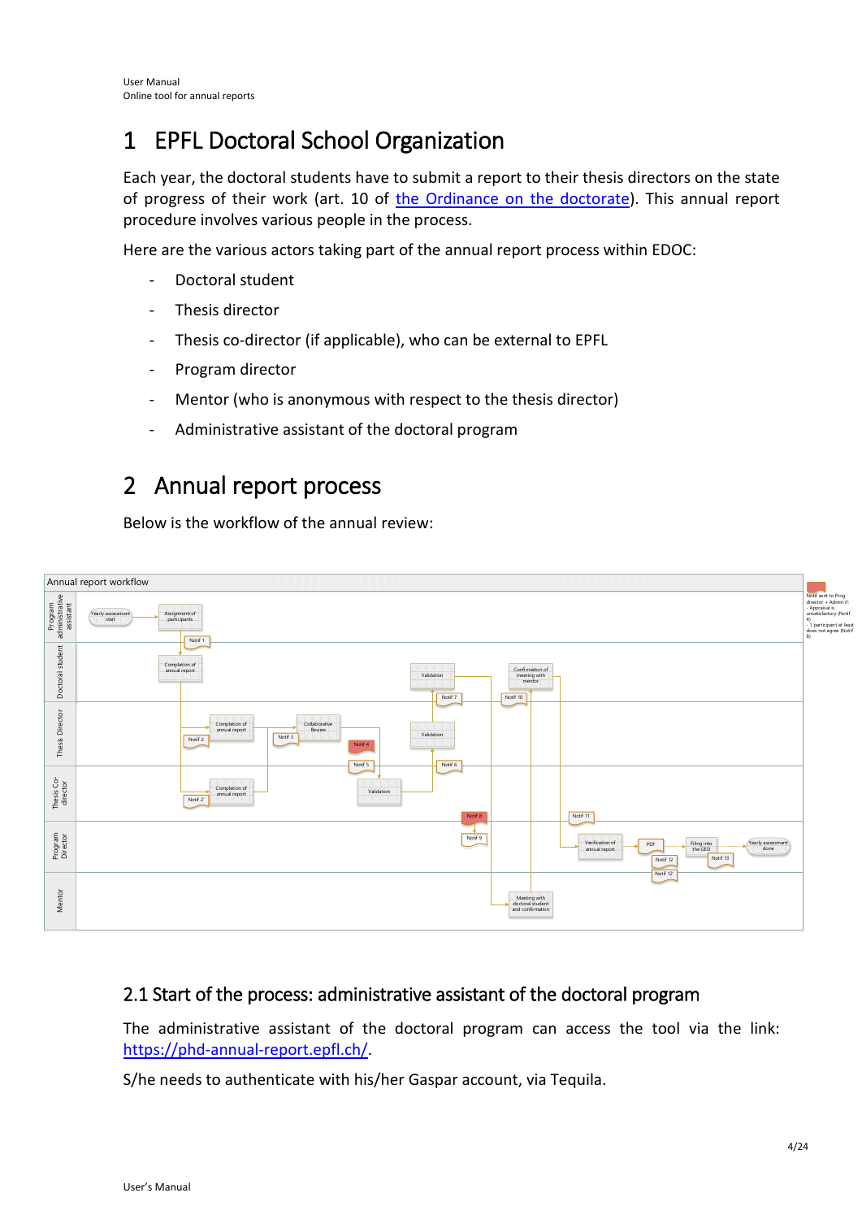# 1 EPFL Doctoral School Organization

Each year, the doctoral students have to submit a report to their thesis directors on the state of progress of their work (art. 10 of [the Ordinance on the doctorate](#)). This annual report procedure involves various people in the process.

Here are the various actors taking part of the annual report process within EDOC:

- Doctoral student
- Thesis director
- Thesis co-director (if applicable), who can be external to EPFL
- Program director
- Mentor (who is anonymous with respect to the thesis director)
- Administrative assistant of the doctoral program

# 2 Annual report process

Below is the workflow of the annual review:

## 2.1 Start of the process: administrative assistant of the doctoral program

The administrative assistant of the doctoral program can access the tool via the link: [https://phd-annual-report.epfl.ch/](https://phd-annual-report.epfl.ch/).

S/he needs to authenticate with his/her Gaspar account, via Tequila.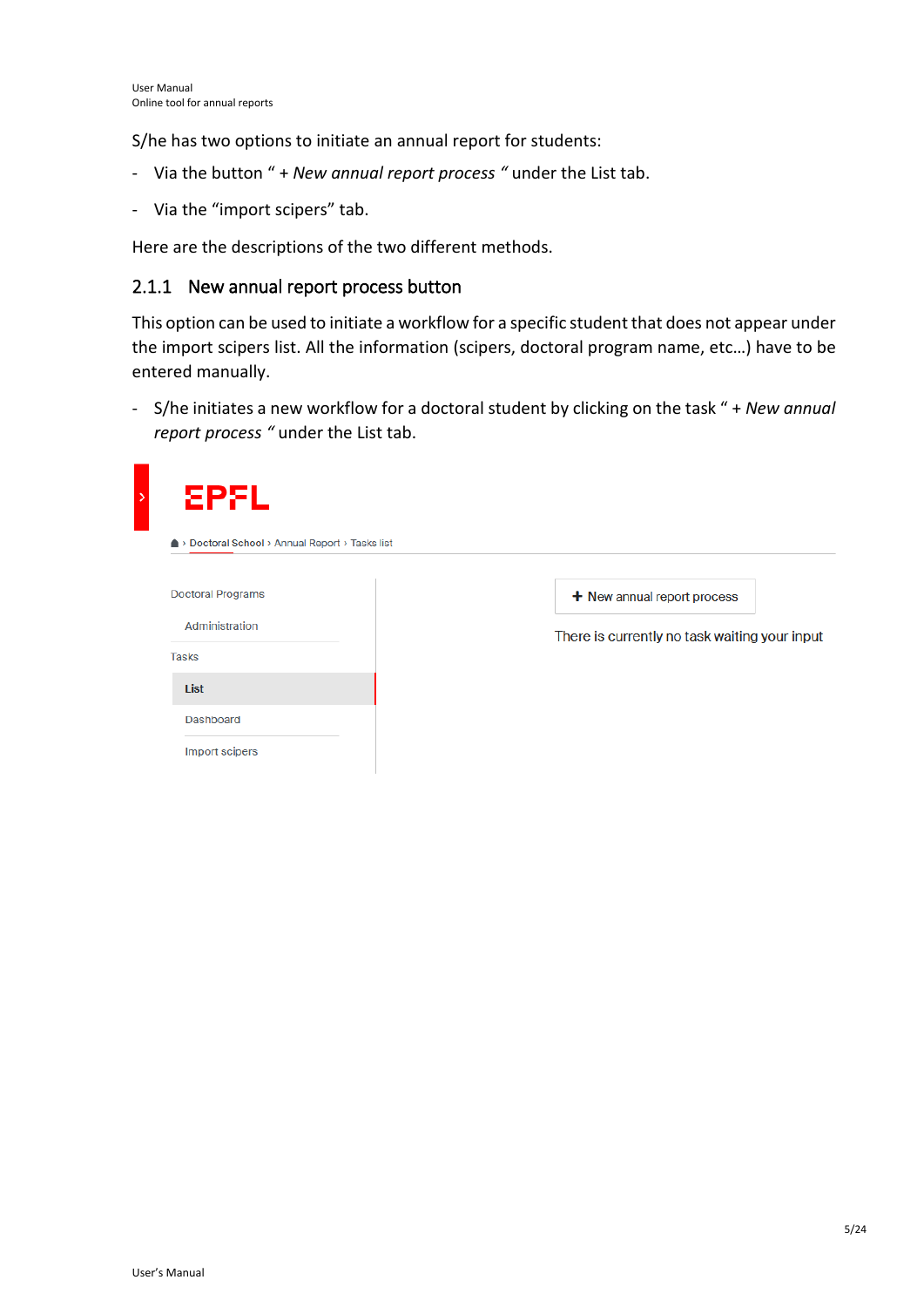S/he has two options to initiate an annual report for students:

- Via the button " *+ New annual report process* " under the List tab.
- Via the "import scipers" tab.

Here are the descriptions of the two different methods.

### 2.1.1 New annual report process button

This option can be used to initiate a workflow for a specific student that does not appear under the import scipers list. All the information (scipers, doctoral program name, etc…) have to be entered manually.

- S/he initiates a new workflow for a doctoral student by clicking on the task " *+ New annual report process* " under the List tab.

EPFL

› Doctoral School › Annual Report › Tasks list

Doctoral Programs

Administration

Tasks

**List**

Dashboard

Import scipers

+ New annual report process

There is currently no task waiting your input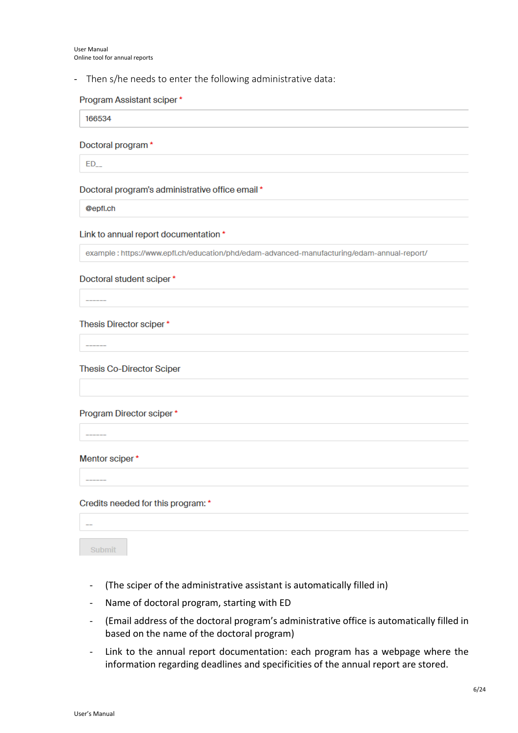- Then s/he needs to enter the following administrative data:

Program Assistant sciper *

166534

Doctoral program *

ED__

Doctoral program's administrative office email *

@epfl.ch

Link to annual report documentation *

example : https://www.epfl.ch/education/phd/edam-advanced-manufacturing/edam-annual-report/

Doctoral student sciper *

------

Thesis Director sciper *

------

Thesis Co-Director Sciper

Program Director sciper *

------

Mentor sciper *

------

Credits needed for this program: *

--

Submit

- (The sciper of the administrative assistant is automatically filled in)
- Name of doctoral program, starting with ED
- (Email address of the doctoral program's administrative office is automatically filled in based on the name of the doctoral program)
- Link to the annual report documentation: each program has a webpage where the information regarding deadlines and specificities of the annual report are stored.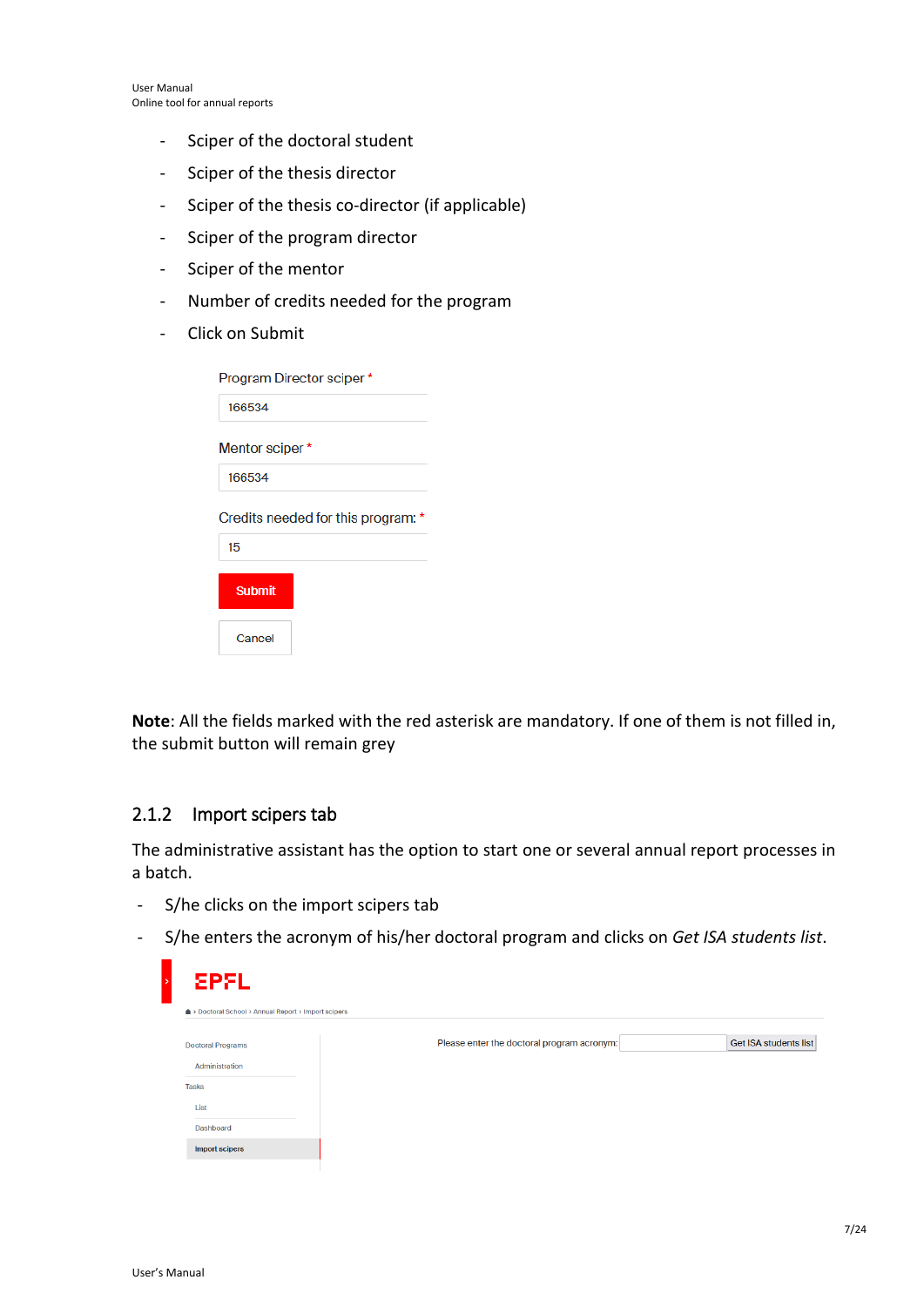- Sciper of the doctoral student
- Sciper of the thesis director
- Sciper of the thesis co-director (if applicable)
- Sciper of the program director
- Sciper of the mentor
- Number of credits needed for the program
- Click on Submit

Program Director sciper *

166534

Mentor sciper *

166534

Credits needed for this program: *

15

Submit

Cancel

**Note**: All the fields marked with the red asterisk are mandatory. If one of them is not filled in, the submit button will remain grey

### 2.1.2 Import scipers tab

The administrative assistant has the option to start one or several annual report processes in a batch.

- S/he clicks on the import scipers tab
- S/he enters the acronym of his/her doctoral program and clicks on *Get ISA students list*.

EPFL

› Doctoral School › Annual Report › Import scipers

Doctoral Programs

Administration

Tasks

List

Dashboard

Import scipers

Please enter the doctoral program acronym: Get ISA students list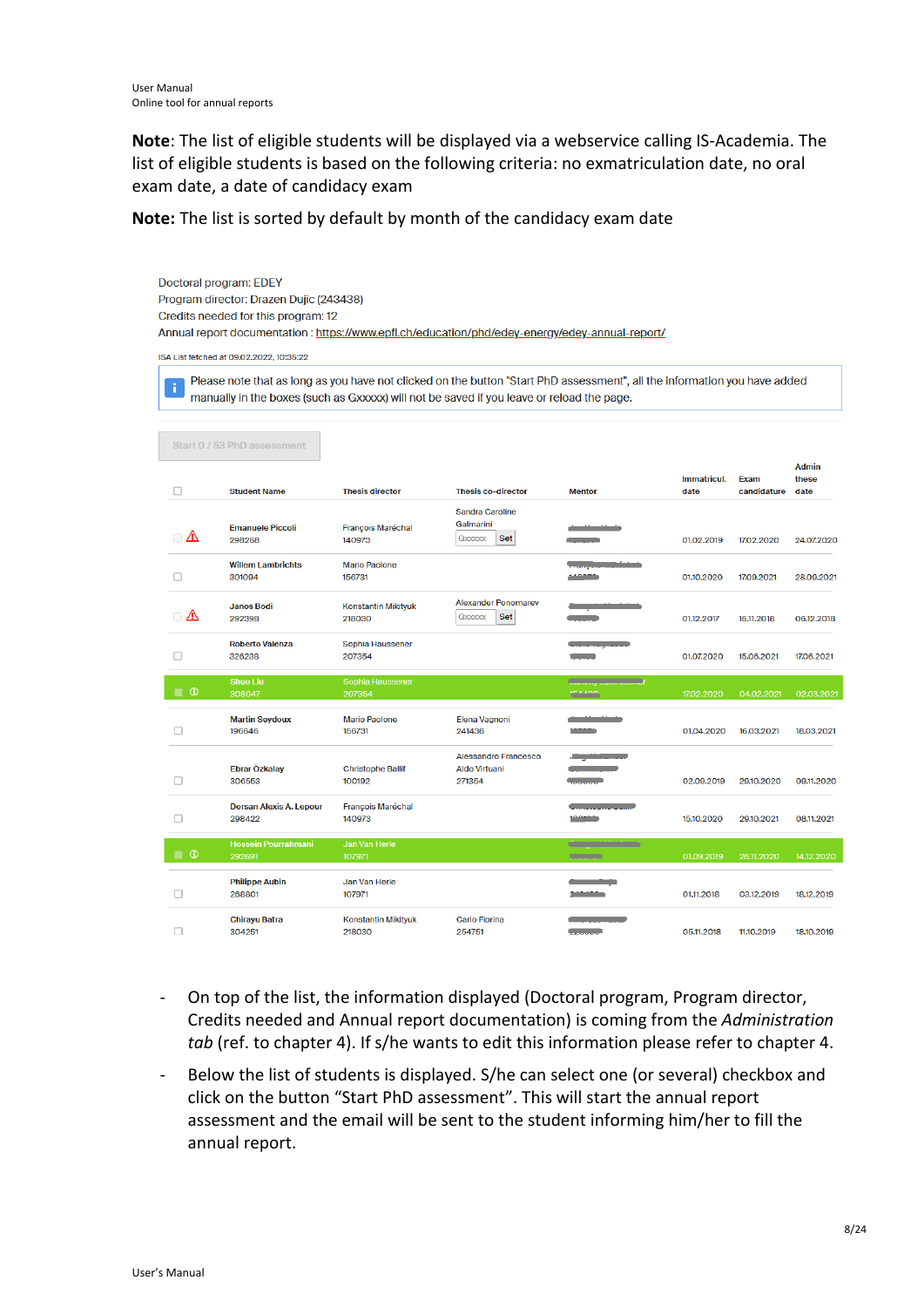**Note**: The list of eligible students will be displayed via a webservice calling IS-Academia. The list of eligible students is based on the following criteria: no exmatriculation date, no oral exam date, a date of candidacy exam

**Note:** The list is sorted by default by month of the candidacy exam date

Doctoral program: EDEY
Program director: Drazen Dujic (243438)
Credits needed for this program: 12
Annual report documentation : https://www.epfl.ch/education/phd/edey-energy/edey-annual-report/

ISA List fetched at 09.02.2022, 10:35:22

Please note that as long as you have not clicked on the button "Start PhD assessment", all the information you have added manually in the boxes (such as Gxxxxx) will not be saved if you leave or reload the page.

Start 0 / 53 PhD assessment

| | Student Name | Thesis director | Thesis co-director | Mentor | Immatricul. date | Exam candidature | Admin these date |
|---|---|---|---|---|---|---|---|
| ⚠ | Emanuele Piccoli 298258 | François Maréchal 140973 | Sandra Caroline Galmarini Gxxxxx Set | | 01.02.2019 | 17.02.2020 | 24.07.2020 |
| | Willem Lambrichts 301094 | Mario Paolone 156731 | | | 01.10.2020 | 17.09.2021 | 28.09.2021 |
| ⚠ | Janos Bodi 292398 | Konstantin Mikityuk 218030 | Alexander Ponomarev Gxxxxx Set | | 01.12.2017 | 16.11.2018 | 06.12.2018 |
| | Roberto Valenza 326238 | Sophia Haussener 207354 | | | 01.07.2020 | 15.06.2021 | 17.06.2021 |
| ⓘ | Shuo Liu 308047 | Sophia Haussener 207354 | | | 17.02.2020 | 04.02.2021 | 02.03.2021 |
| | Martin Seydoux 196546 | Mario Paolone 156731 | Elena Vagnoni 241436 | | 01.04.2020 | 16.03.2021 | 18.03.2021 |
| | Ebrar Özkalay 306553 | Christophe Ballif 100192 | Alessandro Francesco Aldo Virtuani 271354 | | 02.09.2019 | 29.10.2020 | 09.11.2020 |
| | Dorsan Alexis A. Lepour 298422 | François Maréchal 140973 | | | 15.10.2020 | 29.10.2021 | 08.11.2021 |
| ⓘ | Hossein Pourrahmani 292691 | Jan Van Herle 107971 | | | 01.09.2019 | 26.11.2020 | 14.12.2020 |
| | Philippe Aubin 266801 | Jan Van Herle 107971 | | | 01.11.2018 | 03.12.2019 | 18.12.2019 |
| | Chirayu Batra 304251 | Konstantin Mikityuk 218030 | Carlo Fiorina 254751 | | 05.11.2018 | 11.10.2019 | 18.10.2019 |

- On top of the list, the information displayed (Doctoral program, Program director, Credits needed and Annual report documentation) is coming from the *Administration tab* (ref. to chapter 4). If s/he wants to edit this information please refer to chapter 4.
- Below the list of students is displayed. S/he can select one (or several) checkbox and click on the button "Start PhD assessment". This will start the annual report assessment and the email will be sent to the student informing him/her to fill the annual report.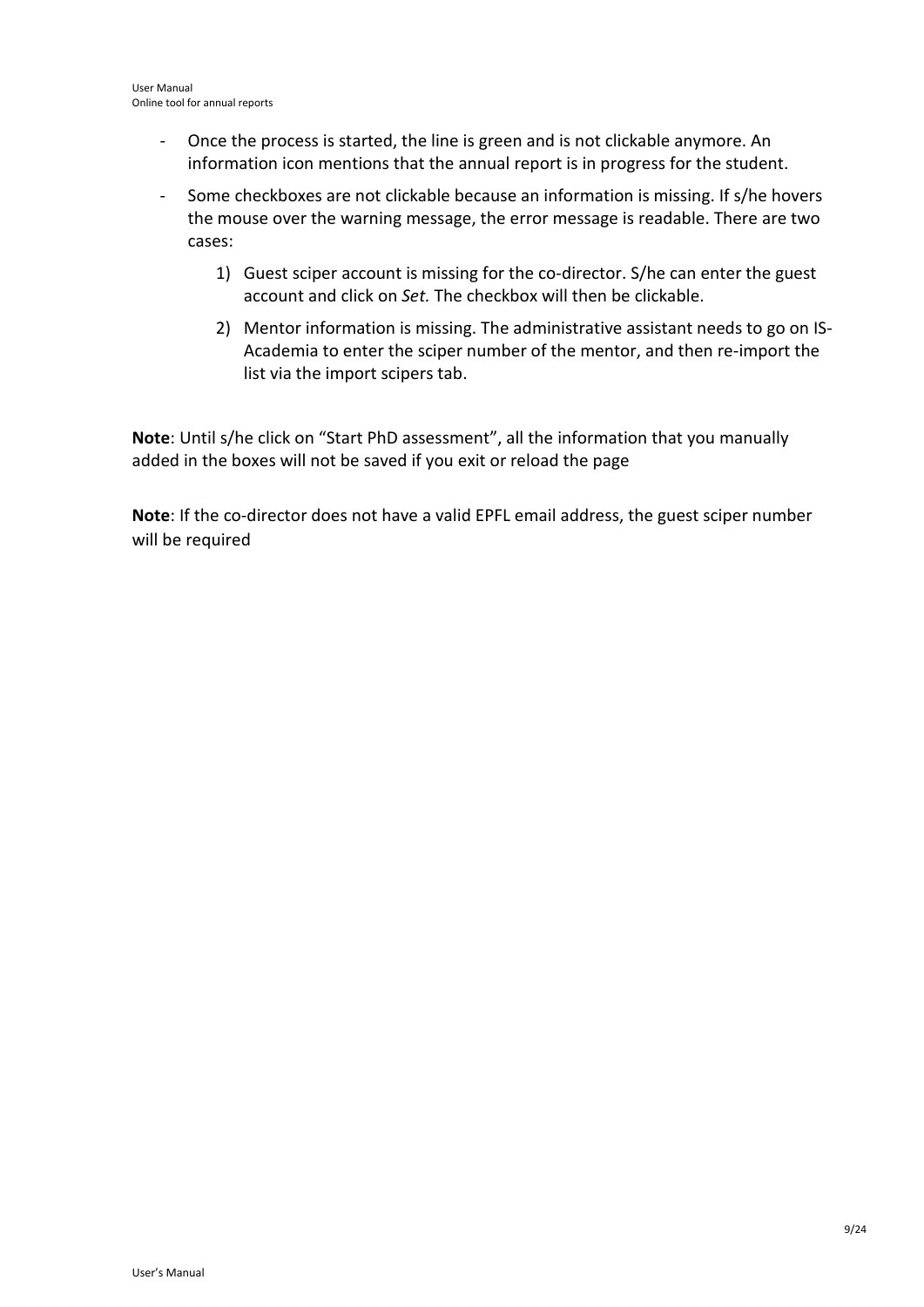- Once the process is started, the line is green and is not clickable anymore. An information icon mentions that the annual report is in progress for the student.
- Some checkboxes are not clickable because an information is missing. If s/he hovers the mouse over the warning message, the error message is readable. There are two cases:
    1) Guest sciper account is missing for the co-director. S/he can enter the guest account and click on *Set.* The checkbox will then be clickable.
    2) Mentor information is missing. The administrative assistant needs to go on IS-Academia to enter the sciper number of the mentor, and then re-import the list via the import scipers tab.

**Note**: Until s/he click on "Start PhD assessment", all the information that you manually added in the boxes will not be saved if you exit or reload the page

**Note**: If the co-director does not have a valid EPFL email address, the guest sciper number will be required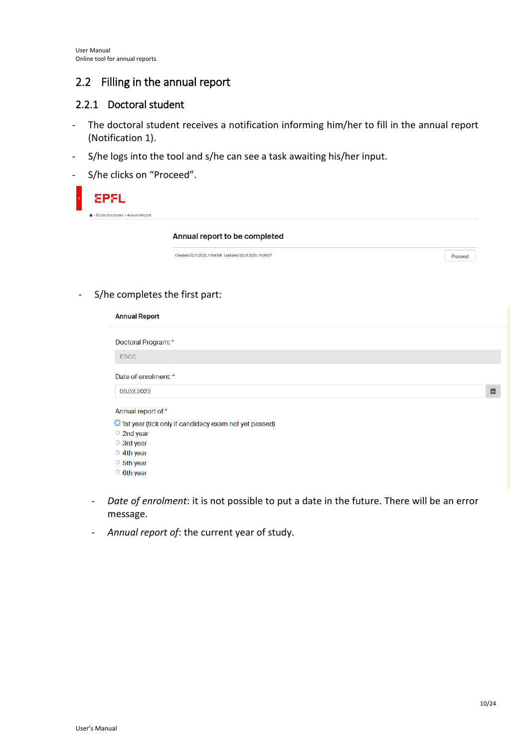## 2.2 Filling in the annual report

### 2.2.1 Doctoral student

- The doctoral student receives a notification informing him/her to fill in the annual report (Notification 1).
- S/he logs into the tool and s/he can see a task awaiting his/her input.
- S/he clicks on "Proceed".

EPFL

École Doctorale › Annual Report

**Annual report to be completed**

Created 02.11.2021, 11:04:05 Updated 02.11.2021, 11:08:07 | Proceed

- S/he completes the first part:

**Annual Report**

Doctoral Program: *

EDCC

Date of enrolment: *

09.02.2022

Annual report of *

- 1st year (tick only if candidacy exam not yet passed)
- 2nd year
- 3rd year
- 4th year
- 5th year
- 6th year

  - *Date of enrolment*: it is not possible to put a date in the future. There will be an error message.
  - *Annual report of*: the current year of study.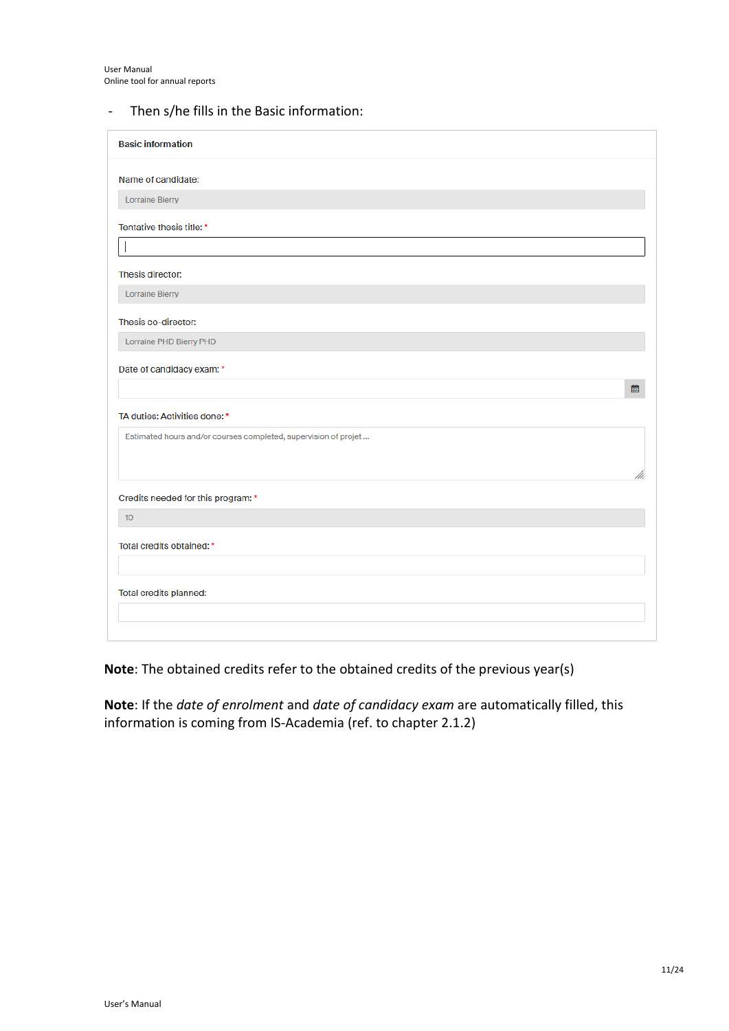- Then s/he fills in the Basic information:

**Basic information**

Name of candidate:

Lorraine Bierry

Tentative thesis title: *

Thesis director:

Lorraine Bierry

Thesis co-director:

Lorraine PHD Bierry PHD

Date of candidacy exam: *

TA duties: Activities done: *

Estimated hours and/or courses completed, supervision of projet ...

Credits needed for this program: *

10

Total credits obtained: *

Total credits planned:

**Note**: The obtained credits refer to the obtained credits of the previous year(s)

**Note**: If the *date of enrolment* and *date of candidacy exam* are automatically filled, this information is coming from IS-Academia (ref. to chapter 2.1.2)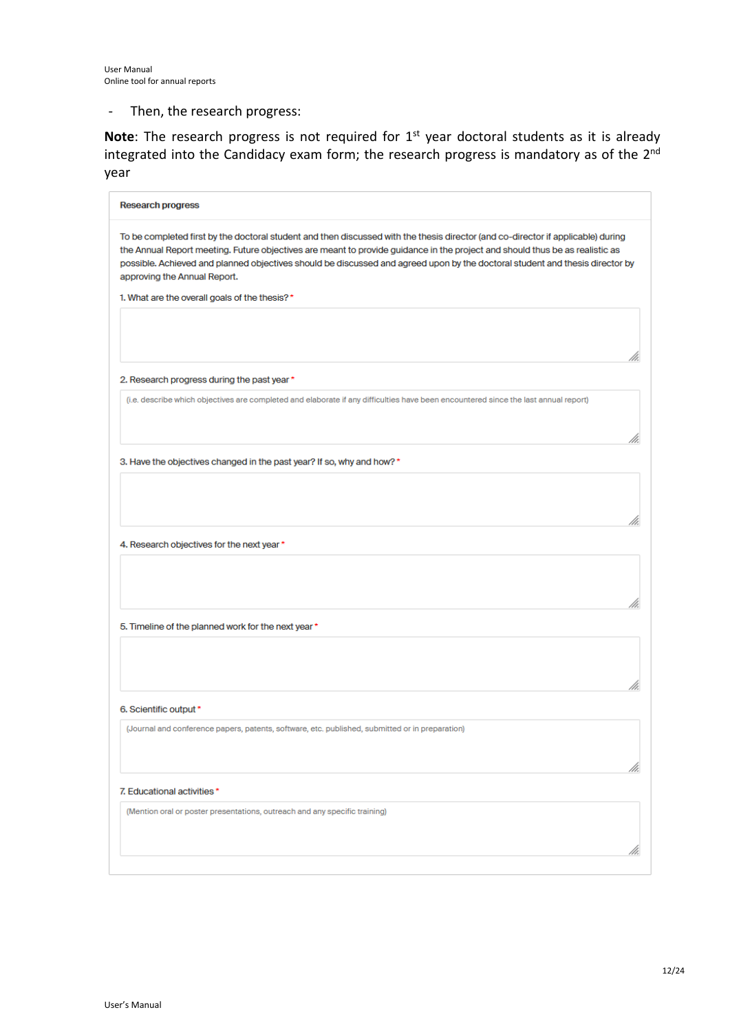- Then, the research progress:

**Note**: The research progress is not required for 1st year doctoral students as it is already integrated into the Candidacy exam form; the research progress is mandatory as of the 2nd year

**Research progress**

To be completed first by the doctoral student and then discussed with the thesis director (and co-director if applicable) during the Annual Report meeting. Future objectives are meant to provide guidance in the project and should thus be as realistic as possible. Achieved and planned objectives should be discussed and agreed upon by the doctoral student and thesis director by approving the Annual Report.

1. What are the overall goals of the thesis? *

2. Research progress during the past year *

(i.e. describe which objectives are completed and elaborate if any difficulties have been encountered since the last annual report)

3. Have the objectives changed in the past year? If so, why and how? *

4. Research objectives for the next year *

5. Timeline of the planned work for the next year *

6. Scientific output *

(Journal and conference papers, patents, software, etc. published, submitted or in preparation)

7. Educational activities *

(Mention oral or poster presentations, outreach and any specific training)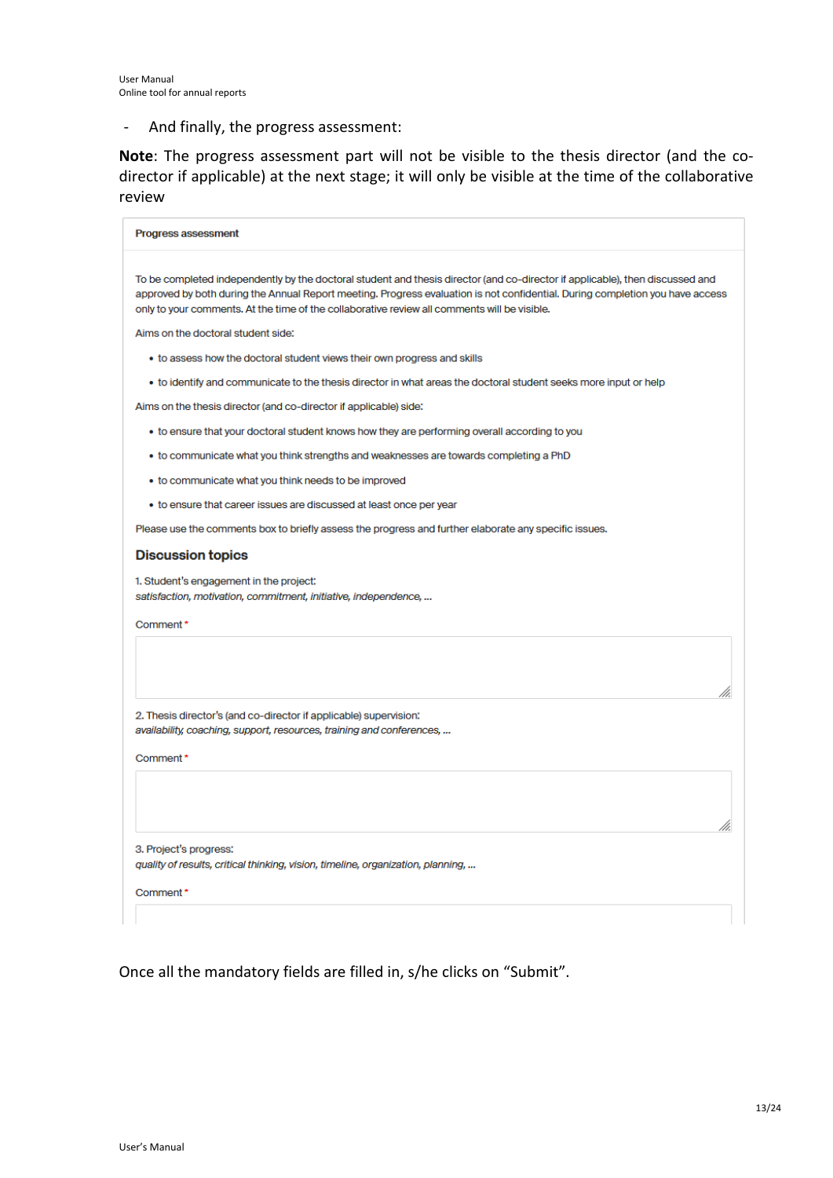- And finally, the progress assessment:

**Note**: The progress assessment part will not be visible to the thesis director (and the co-director if applicable) at the next stage; it will only be visible at the time of the collaborative review

**Progress assessment**

To be completed independently by the doctoral student and thesis director (and co-director if applicable), then discussed and approved by both during the Annual Report meeting. Progress evaluation is not confidential. During completion you have access only to your comments. At the time of the collaborative review all comments will be visible.

Aims on the doctoral student side:

- to assess how the doctoral student views their own progress and skills
- to identify and communicate to the thesis director in what areas the doctoral student seeks more input or help

Aims on the thesis director (and co-director if applicable) side:

- to ensure that your doctoral student knows how they are performing overall according to you
- to communicate what you think strengths and weaknesses are towards completing a PhD
- to communicate what you think needs to be improved
- to ensure that career issues are discussed at least once per year

Please use the comments box to briefly assess the progress and further elaborate any specific issues.

### Discussion topics

1. Student's engagement in the project:
*satisfaction, motivation, commitment, initiative, independence, ...*

Comment *

2. Thesis director's (and co-director if applicable) supervision:
*availability, coaching, support, resources, training and conferences, ...*

Comment *

3. Project's progress:
*quality of results, critical thinking, vision, timeline, organization, planning, ...*

Comment *

Once all the mandatory fields are filled in, s/he clicks on "Submit".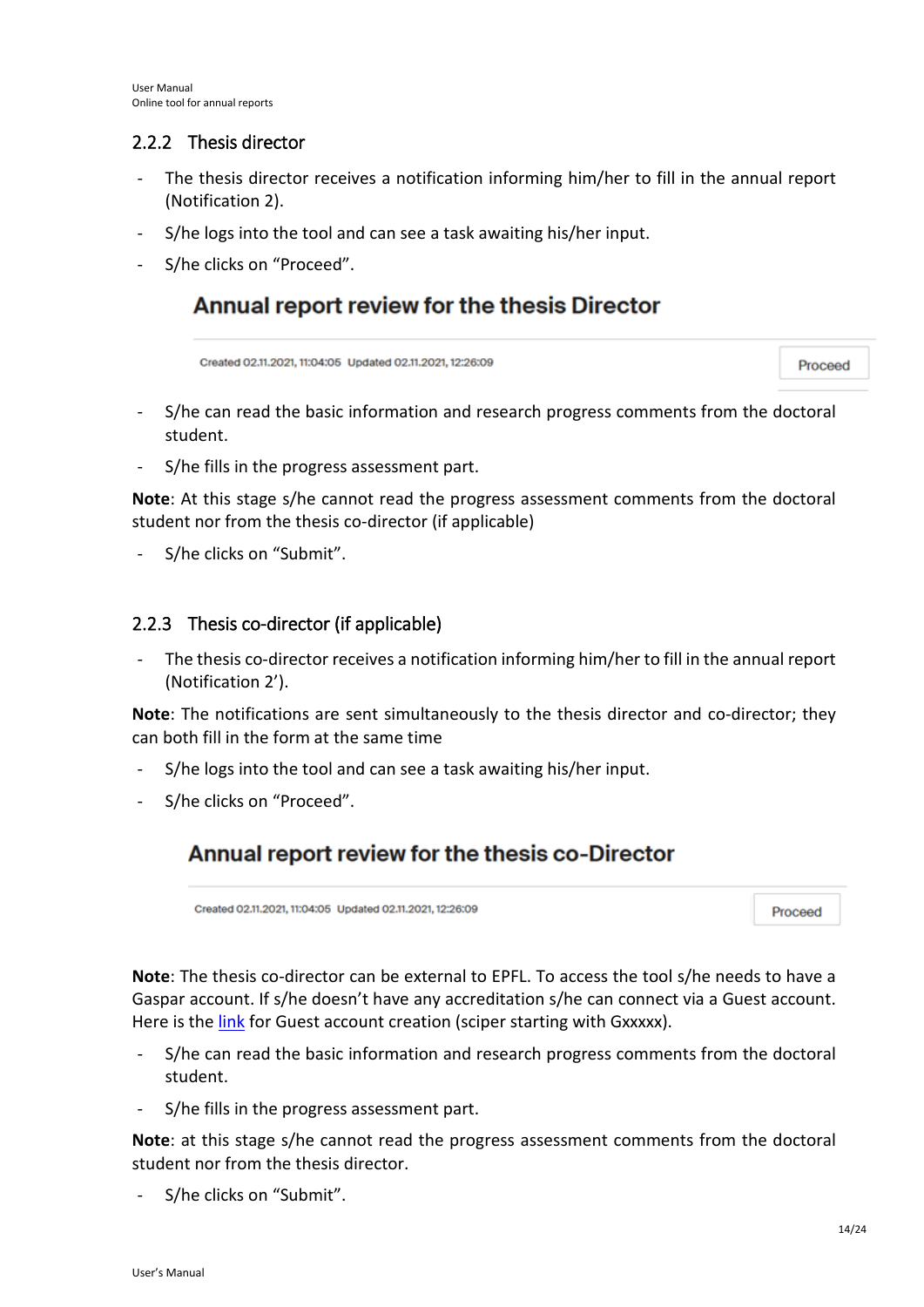### 2.2.2 Thesis director

- The thesis director receives a notification informing him/her to fill in the annual report (Notification 2).
- S/he logs into the tool and can see a task awaiting his/her input.
- S/he clicks on "Proceed".

**Annual report review for the thesis Director**

Created 02.11.2021, 11:04:05 Updated 02.11.2021, 12:26:09 Proceed

- S/he can read the basic information and research progress comments from the doctoral student.
- S/he fills in the progress assessment part.

**Note**: At this stage s/he cannot read the progress assessment comments from the doctoral student nor from the thesis co-director (if applicable)

- S/he clicks on "Submit".

### 2.2.3 Thesis co-director (if applicable)

- The thesis co-director receives a notification informing him/her to fill in the annual report (Notification 2').

**Note**: The notifications are sent simultaneously to the thesis director and co-director; they can both fill in the form at the same time

- S/he logs into the tool and can see a task awaiting his/her input.
- S/he clicks on "Proceed".

**Annual report review for the thesis co-Director**

Created 02.11.2021, 11:04:05 Updated 02.11.2021, 12:26:09 Proceed

**Note**: The thesis co-director can be external to EPFL. To access the tool s/he needs to have a Gaspar account. If s/he doesn't have any accreditation s/he can connect via a Guest account. Here is the link for Guest account creation (sciper starting with Gxxxxx).

- S/he can read the basic information and research progress comments from the doctoral student.
- S/he fills in the progress assessment part.

**Note**: at this stage s/he cannot read the progress assessment comments from the doctoral student nor from the thesis director.

- S/he clicks on "Submit".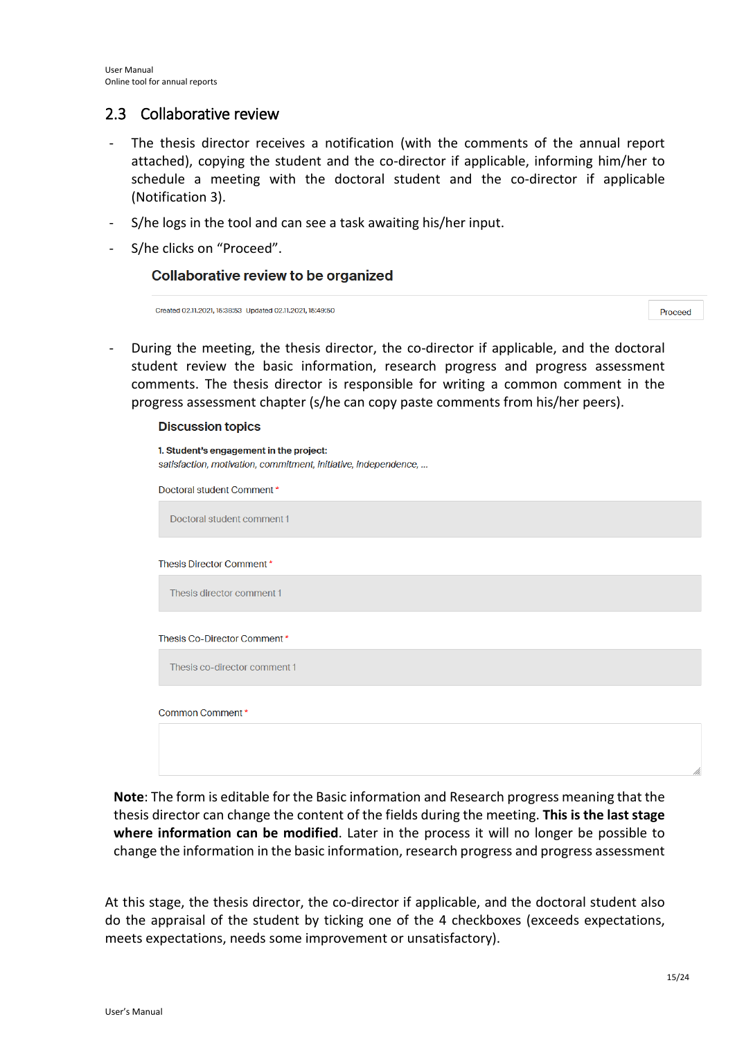## 2.3 Collaborative review

- The thesis director receives a notification (with the comments of the annual report attached), copying the student and the co-director if applicable, informing him/her to schedule a meeting with the doctoral student and the co-director if applicable (Notification 3).
- S/he logs in the tool and can see a task awaiting his/her input.
- S/he clicks on "Proceed".

**Collaborative review to be organized**

Created 02.11.2021, 16:38:53 Updated 02.11.2021, 16:49:50 Proceed

- During the meeting, the thesis director, the co-director if applicable, and the doctoral student review the basic information, research progress and progress assessment comments. The thesis director is responsible for writing a common comment in the progress assessment chapter (s/he can copy paste comments from his/her peers).

**Discussion topics**

**1. Student's engagement in the project:**
*satisfaction, motivation, commitment, initiative, independence, ...*

Doctoral student Comment *

Doctoral student comment 1

Thesis Director Comment *

Thesis director comment 1

Thesis Co-Director Comment *

Thesis co-director comment 1

Common Comment *

**Note**: The form is editable for the Basic information and Research progress meaning that the thesis director can change the content of the fields during the meeting. **This is the last stage where information can be modified**. Later in the process it will no longer be possible to change the information in the basic information, research progress and progress assessment

At this stage, the thesis director, the co-director if applicable, and the doctoral student also do the appraisal of the student by ticking one of the 4 checkboxes (exceeds expectations, meets expectations, needs some improvement or unsatisfactory).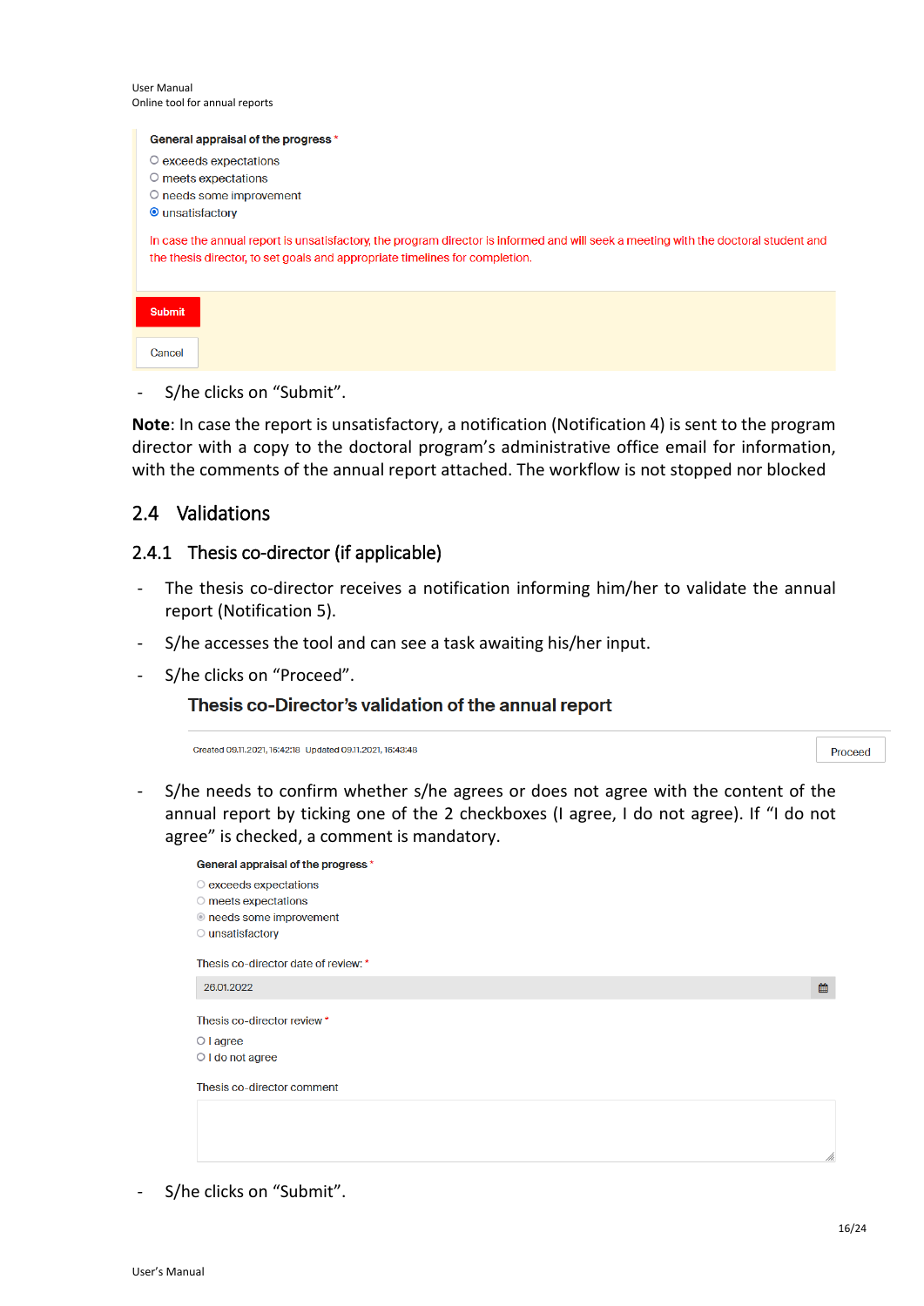General appraisal of the progress *

- ○ exceeds expectations
- ○ meets expectations
- ○ needs some improvement
- ◉ unsatisfactory

In case the annual report is unsatisfactory, the program director is informed and will seek a meeting with the doctoral student and the thesis director, to set goals and appropriate timelines for completion.

Submit

Cancel

- S/he clicks on "Submit".

**Note**: In case the report is unsatisfactory, a notification (Notification 4) is sent to the program director with a copy to the doctoral program's administrative office email for information, with the comments of the annual report attached. The workflow is not stopped nor blocked

## 2.4 Validations

### 2.4.1 Thesis co-director (if applicable)

- The thesis co-director receives a notification informing him/her to validate the annual report (Notification 5).
- S/he accesses the tool and can see a task awaiting his/her input.
- S/he clicks on "Proceed".

**Thesis co-Director's validation of the annual report**

Created 09.11.2021, 16:42:18 Updated 09.11.2021, 16:43:48 Proceed

- S/he needs to confirm whether s/he agrees or does not agree with the content of the annual report by ticking one of the 2 checkboxes (I agree, I do not agree). If "I do not agree" is checked, a comment is mandatory.

General appraisal of the progress *

- ○ exceeds expectations
- ○ meets expectations
- ◉ needs some improvement
- ○ unsatisfactory

Thesis co-director date of review: *

26.01.2022

Thesis co-director review *

- ○ I agree
- ○ I do not agree

Thesis co-director comment

- S/he clicks on "Submit".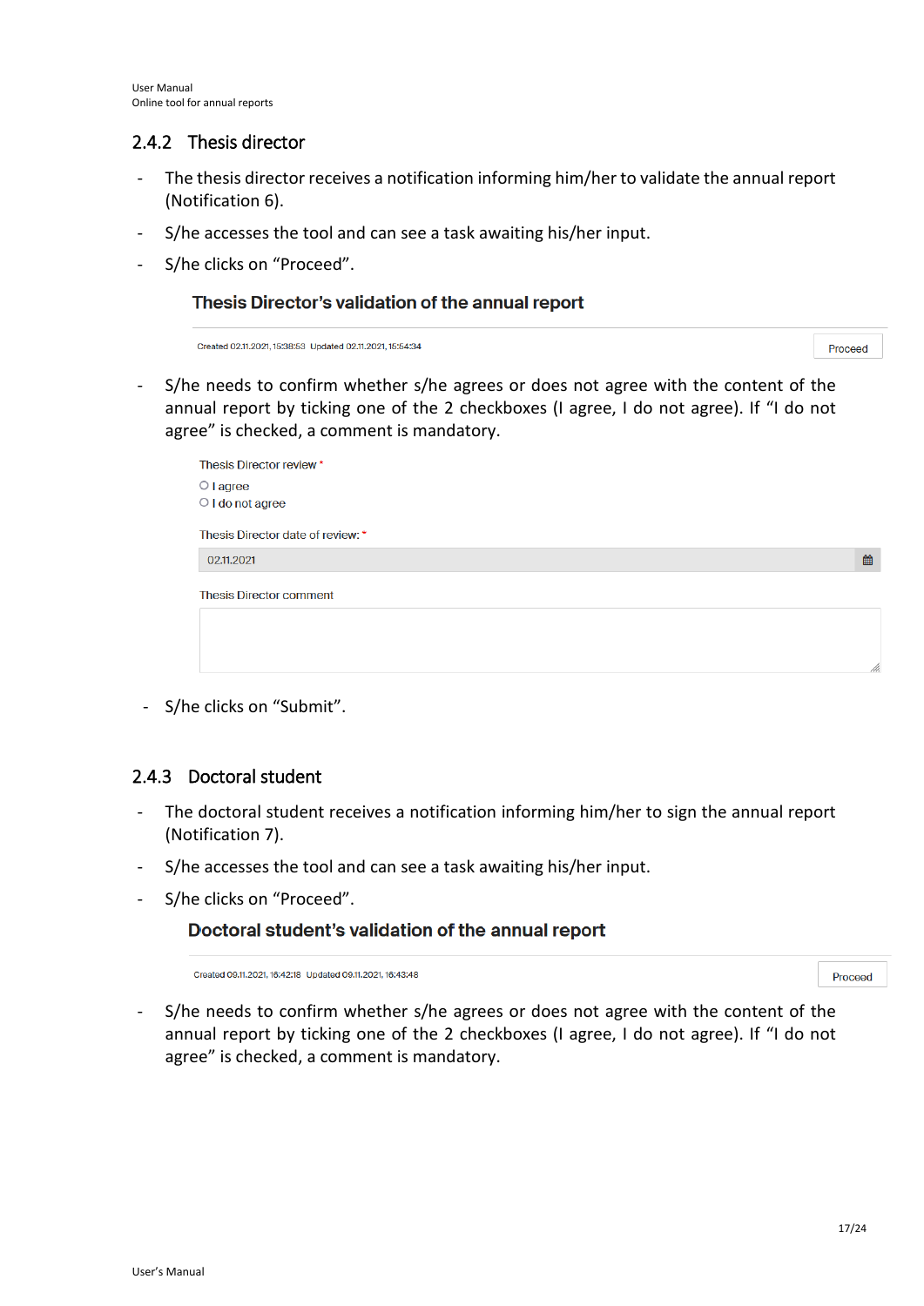### 2.4.2 Thesis director

- The thesis director receives a notification informing him/her to validate the annual report (Notification 6).
- S/he accesses the tool and can see a task awaiting his/her input.
- S/he clicks on "Proceed".

**Thesis Director's validation of the annual report**

Created 02.11.2021, 15:38:53 Updated 02.11.2021, 15:54:34 — Proceed

- S/he needs to confirm whether s/he agrees or does not agree with the content of the annual report by ticking one of the 2 checkboxes (I agree, I do not agree). If "I do not agree" is checked, a comment is mandatory.

Thesis Director review *

○ I agree
○ I do not agree

Thesis Director date of review: *

02.11.2021

Thesis Director comment

- S/he clicks on "Submit".

### 2.4.3 Doctoral student

- The doctoral student receives a notification informing him/her to sign the annual report (Notification 7).
- S/he accesses the tool and can see a task awaiting his/her input.
- S/he clicks on "Proceed".

**Doctoral student's validation of the annual report**

Created 09.11.2021, 16:42:18 Updated 09.11.2021, 16:43:48 — Proceed

- S/he needs to confirm whether s/he agrees or does not agree with the content of the annual report by ticking one of the 2 checkboxes (I agree, I do not agree). If "I do not agree" is checked, a comment is mandatory.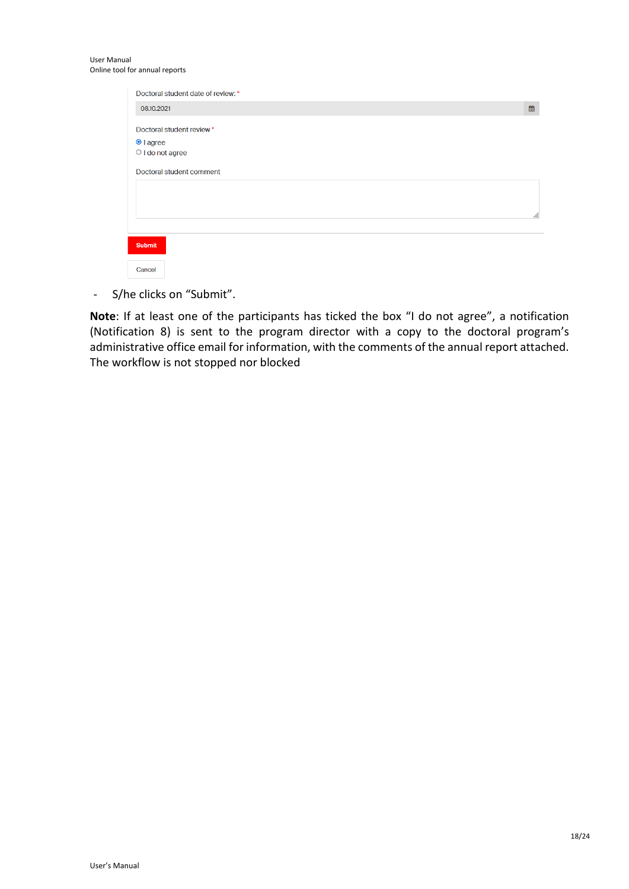Doctoral student date of review: *

08.10.2021

Doctoral student review *

- [x] I agree
- [ ] I do not agree

Doctoral student comment

Submit

Cancel

- S/he clicks on “Submit”.

**Note**: If at least one of the participants has ticked the box “I do not agree”, a notification (Notification 8) is sent to the program director with a copy to the doctoral program’s administrative office email for information, with the comments of the annual report attached. The workflow is not stopped nor blocked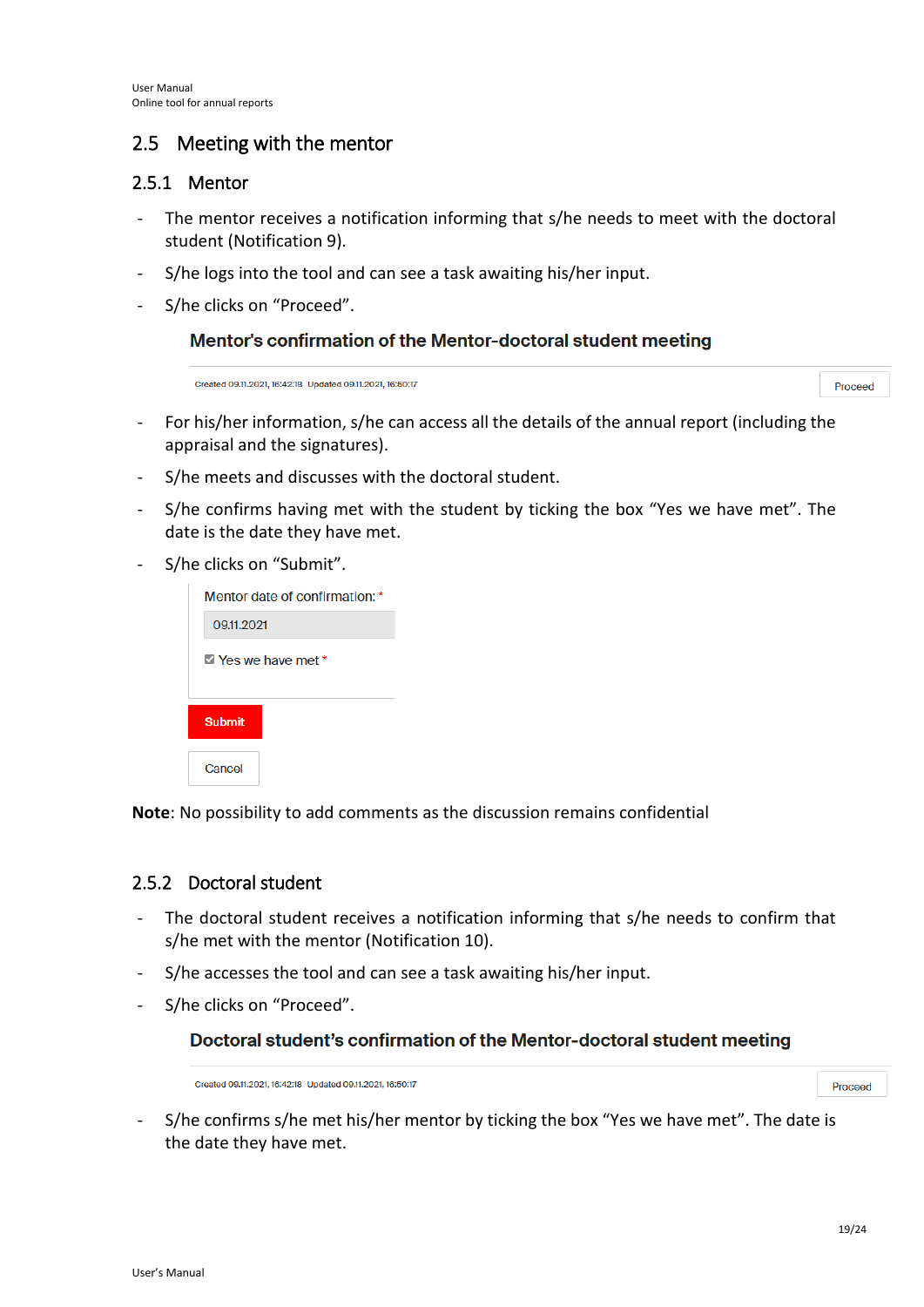## 2.5 Meeting with the mentor

### 2.5.1 Mentor

- The mentor receives a notification informing that s/he needs to meet with the doctoral student (Notification 9).
- S/he logs into the tool and can see a task awaiting his/her input.
- S/he clicks on "Proceed".

**Mentor's confirmation of the Mentor-doctoral student meeting**

Created 09.11.2021, 16:42:18 Updated 09.11.2021, 16:50:17

Proceed

- For his/her information, s/he can access all the details of the annual report (including the appraisal and the signatures).
- S/he meets and discusses with the doctoral student.
- S/he confirms having met with the student by ticking the box "Yes we have met". The date is the date they have met.
- S/he clicks on "Submit".

Mentor date of confirmation: *

09.11.2021

☑ Yes we have met *

Submit

Cancel

**Note**: No possibility to add comments as the discussion remains confidential

### 2.5.2 Doctoral student

- The doctoral student receives a notification informing that s/he needs to confirm that s/he met with the mentor (Notification 10).
- S/he accesses the tool and can see a task awaiting his/her input.
- S/he clicks on "Proceed".

**Doctoral student's confirmation of the Mentor-doctoral student meeting**

Created 09.11.2021, 16:42:18 Updated 09.11.2021, 16:50:17

Proceed

- S/he confirms s/he met his/her mentor by ticking the box "Yes we have met". The date is the date they have met.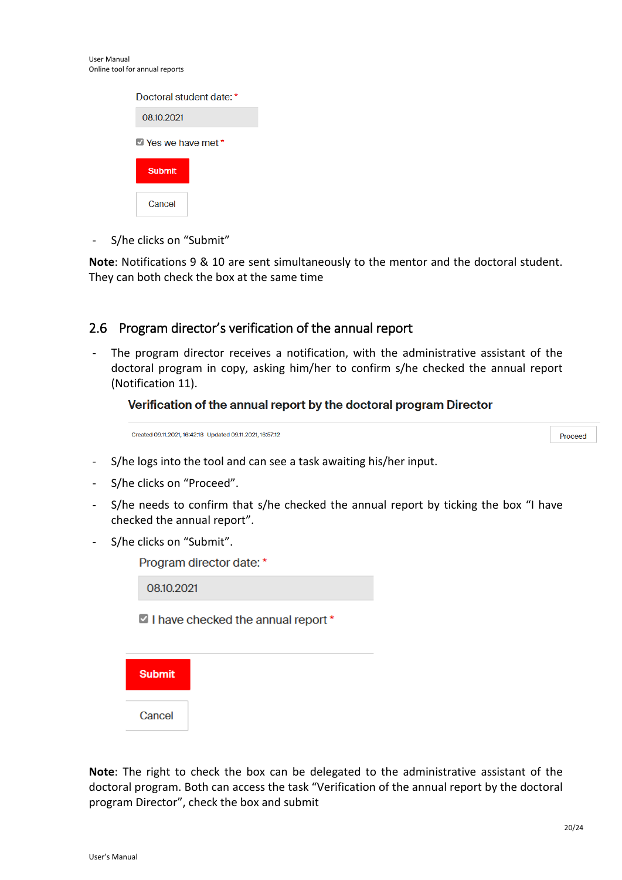Doctoral student date: *

08.10.2021

☑ Yes we have met *

Submit

Cancel

- S/he clicks on “Submit”

**Note**: Notifications 9 & 10 are sent simultaneously to the mentor and the doctoral student. They can both check the box at the same time

## 2.6 Program director’s verification of the annual report

- The program director receives a notification, with the administrative assistant of the doctoral program in copy, asking him/her to confirm s/he checked the annual report (Notification 11).

**Verification of the annual report by the doctoral program Director**

Created 09.11.2021, 16:42:18 Updated 09.11.2021, 16:57:12

Proceed

- S/he logs into the tool and can see a task awaiting his/her input.
- S/he clicks on “Proceed”.
- S/he needs to confirm that s/he checked the annual report by ticking the box “I have checked the annual report”.
- S/he clicks on “Submit”.

Program director date: *

08.10.2021

☑ I have checked the annual report *

Submit

Cancel

**Note**: The right to check the box can be delegated to the administrative assistant of the doctoral program. Both can access the task “Verification of the annual report by the doctoral program Director”, check the box and submit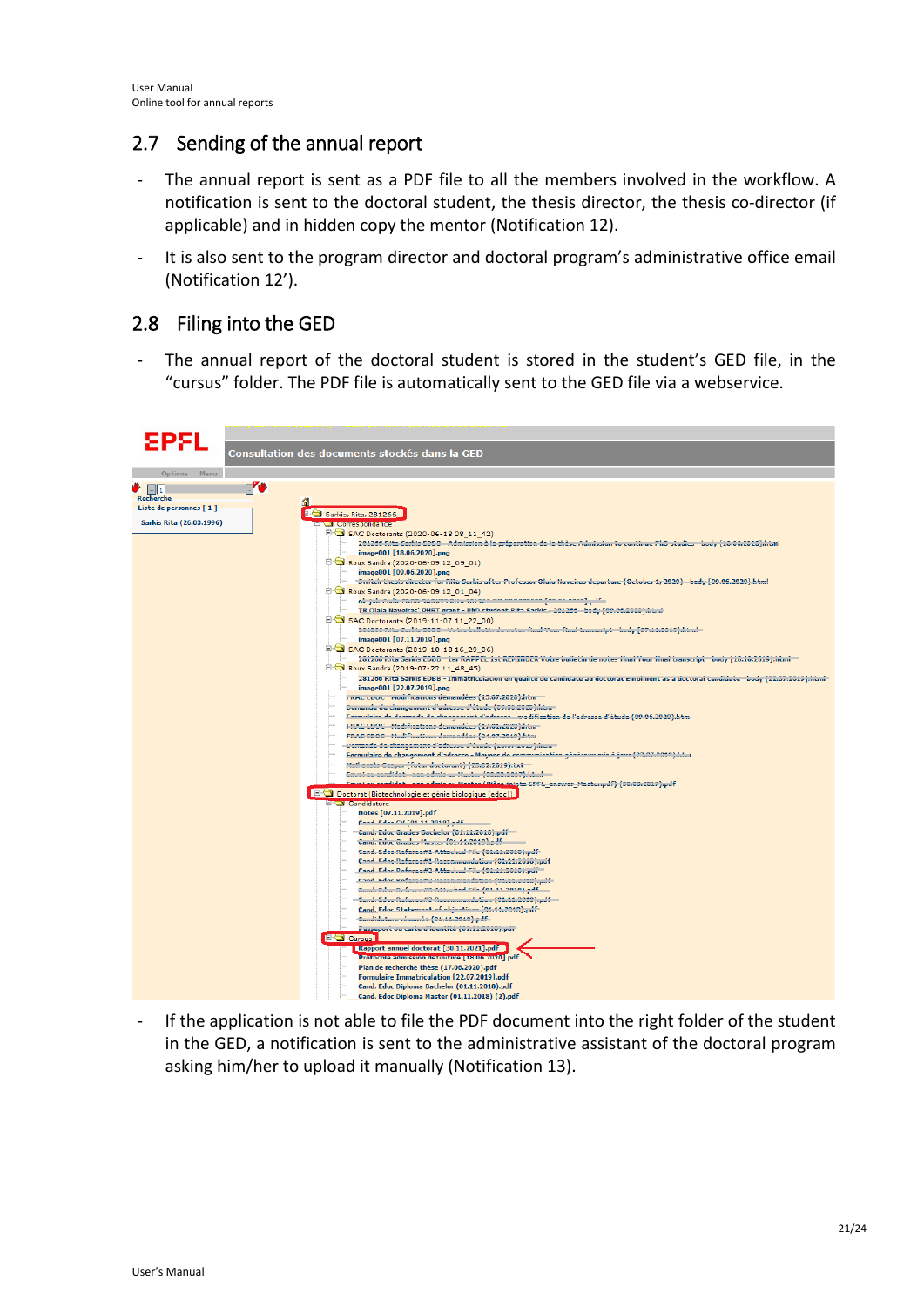## 2.7 Sending of the annual report

- The annual report is sent as a PDF file to all the members involved in the workflow. A notification is sent to the doctoral student, the thesis director, the thesis co-director (if applicable) and in hidden copy the mentor (Notification 12).
- It is also sent to the program director and doctoral program's administrative office email (Notification 12').

## 2.8 Filing into the GED

- The annual report of the doctoral student is stored in the student's GED file, in the "cursus" folder. The PDF file is automatically sent to the GED file via a webservice.

- If the application is not able to file the PDF document into the right folder of the student in the GED, a notification is sent to the administrative assistant of the doctoral program asking him/her to upload it manually (Notification 13).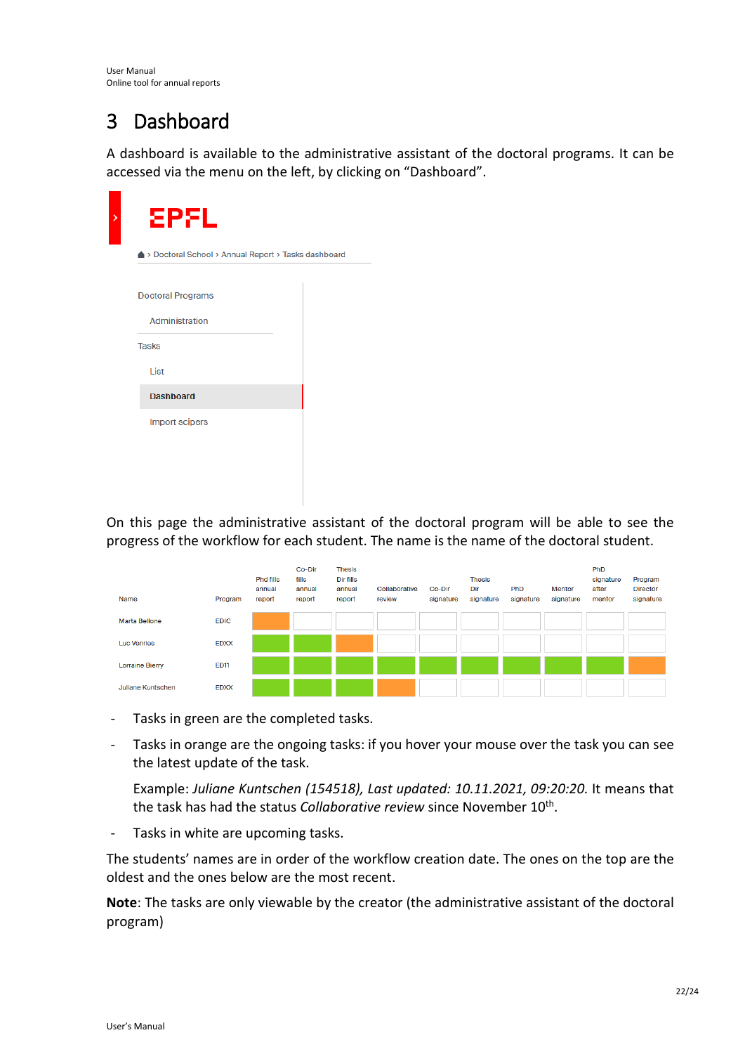# 3 Dashboard

A dashboard is available to the administrative assistant of the doctoral programs. It can be accessed via the menu on the left, by clicking on "Dashboard".

EPFL

Doctoral School › Annual Report › Tasks dashboard

- Doctoral Programs
  - Administration
- Tasks
  - List
  - **Dashboard**
  - Import scipers

On this page the administrative assistant of the doctoral program will be able to see the progress of the workflow for each student. The name is the name of the doctoral student.

| Name | Program | Phd fills annual report | Co-Dir fills annual report | Thesis Dir fills annual report | Collaborative review | Co-Dir signature | Thesis Dir signature | PhD signature | Mentor signature | PhD signature after mentor | Program Director signature |
|---|---|---|---|---|---|---|---|---|---|---|---|
| Marta Bellone | EDIC | orange | white | white | white | white | white | white | white | white | white |
| Luc Vanries | EDXX | green | green | orange | white | white | white | white | white | white | white |
| Lorraine Bierry | ED11 | green | green | green | green | green | green | green | green | green | orange |
| Juliane Kuntschen | EDXX | green | green | green | orange | white | white | white | white | white | white |

- Tasks in green are the completed tasks.
- Tasks in orange are the ongoing tasks: if you hover your mouse over the task you can see the latest update of the task.

  Example: *Juliane Kuntschen (154518), Last updated: 10.11.2021, 09:20:20.* It means that the task has had the status *Collaborative review* since November 10$^{th}$.
- Tasks in white are upcoming tasks.

The students' names are in order of the workflow creation date. The ones on the top are the oldest and the ones below are the most recent.

**Note**: The tasks are only viewable by the creator (the administrative assistant of the doctoral program)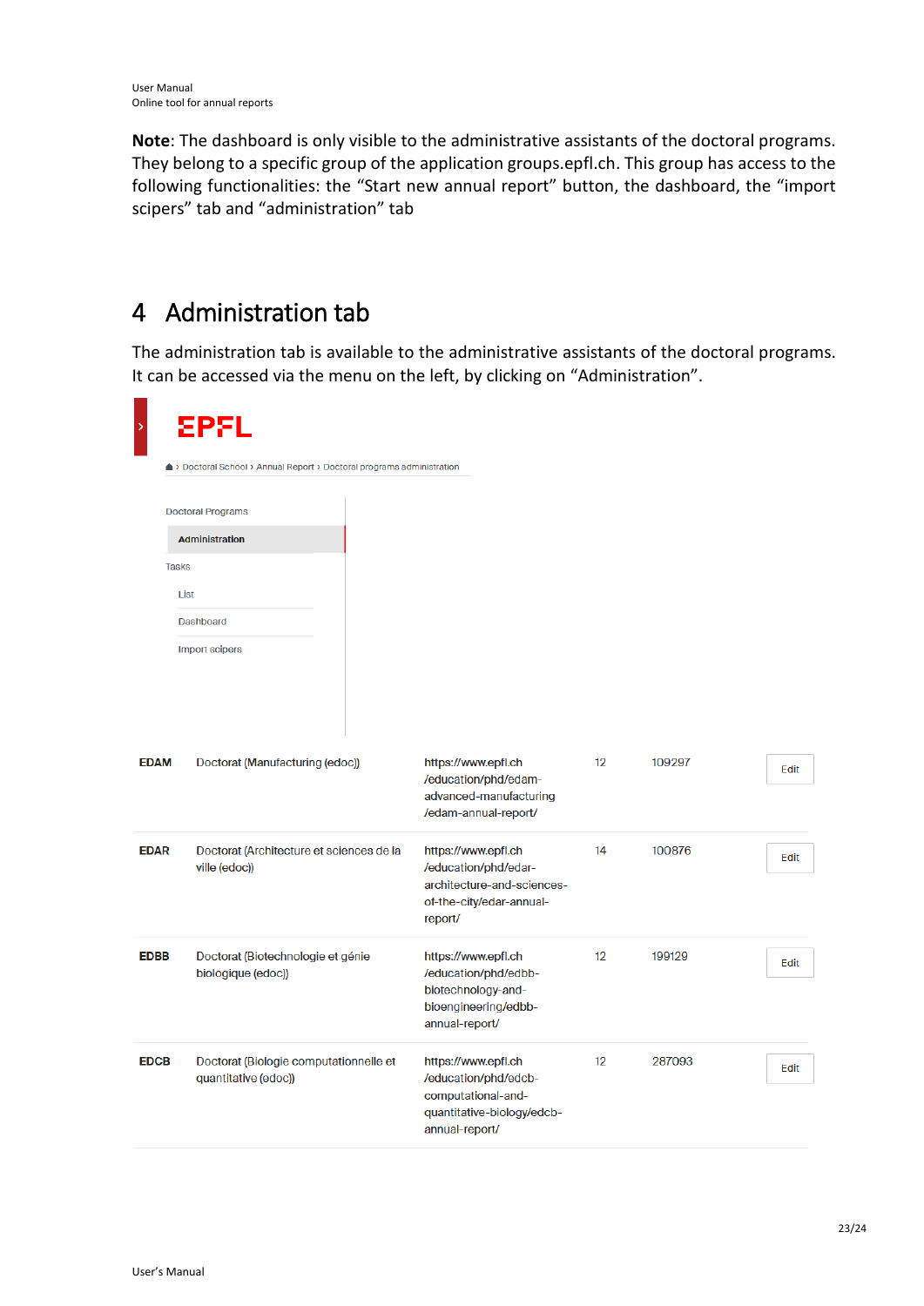**Note**: The dashboard is only visible to the administrative assistants of the doctoral programs. They belong to a specific group of the application groups.epfl.ch. This group has access to the following functionalities: the “Start new annual report” button, the dashboard, the “import scipers” tab and “administration” tab

# 4 Administration tab

The administration tab is available to the administrative assistants of the doctoral programs. It can be accessed via the menu on the left, by clicking on “Administration”.

EPFL

Doctoral School › Annual Report › Doctoral programs administration

Doctoral Programs
- Administration

Tasks
- List
- Dashboard
- Import scipers

| | | | | | |
|---|---|---|---|---|---|
| **EDAM** | Doctorat (Manufacturing (edoc)) | https://www.epfl.ch/education/phd/edam-advanced-manufacturing/edam-annual-report/ | 12 | 109297 | Edit |
| **EDAR** | Doctorat (Architecture et sciences de la ville (edoc)) | https://www.epfl.ch/education/phd/edar-architecture-and-sciences-of-the-city/edar-annual-report/ | 14 | 100876 | Edit |
| **EDBB** | Doctorat (Biotechnologie et génie biologique (edoc)) | https://www.epfl.ch/education/phd/edbb-biotechnology-and-bioengineering/edbb-annual-report/ | 12 | 199129 | Edit |
| **EDCB** | Doctorat (Biologie computationnelle et quantitative (edoc)) | https://www.epfl.ch/education/phd/edcb-computational-and-quantitative-biology/edcb-annual-report/ | 12 | 287093 | Edit |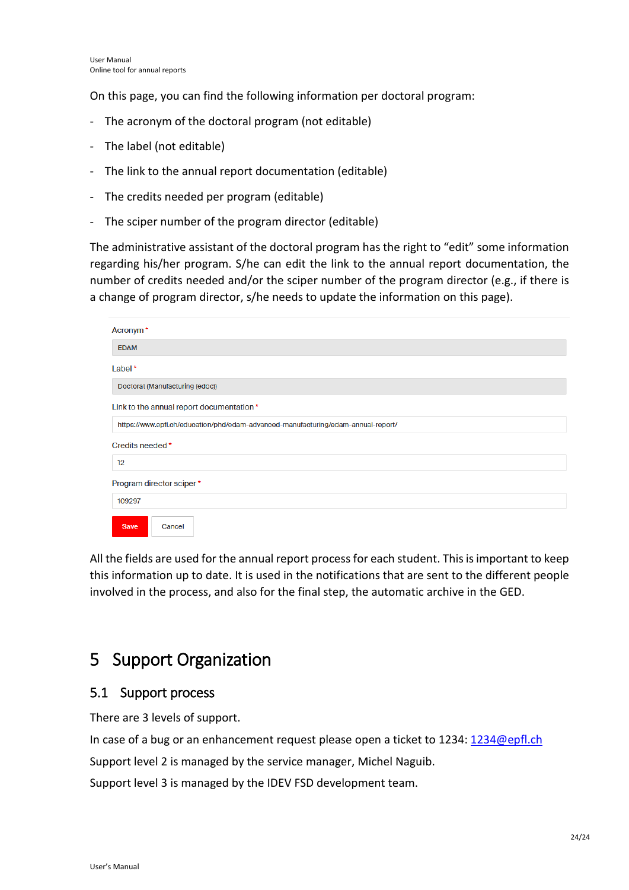On this page, you can find the following information per doctoral program:

- The acronym of the doctoral program (not editable)
- The label (not editable)
- The link to the annual report documentation (editable)
- The credits needed per program (editable)
- The sciper number of the program director (editable)

The administrative assistant of the doctoral program has the right to "edit" some information regarding his/her program. S/he can edit the link to the annual report documentation, the number of credits needed and/or the sciper number of the program director (e.g., if there is a change of program director, s/he needs to update the information on this page).

Acronym *

EDAM

Label *

Doctorat (Manufacturing (edoc))

Link to the annual report documentation *

https://www.epfl.ch/education/phd/edam-advanced-manufacturing/edam-annual-report/

Credits needed *

12

Program director sciper *

109297

Save | Cancel

All the fields are used for the annual report process for each student. This is important to keep this information up to date. It is used in the notifications that are sent to the different people involved in the process, and also for the final step, the automatic archive in the GED.

# 5 Support Organization

## 5.1 Support process

There are 3 levels of support.

In case of a bug or an enhancement request please open a ticket to 1234: 1234@epfl.ch

Support level 2 is managed by the service manager, Michel Naguib.

Support level 3 is managed by the IDEV FSD development team.